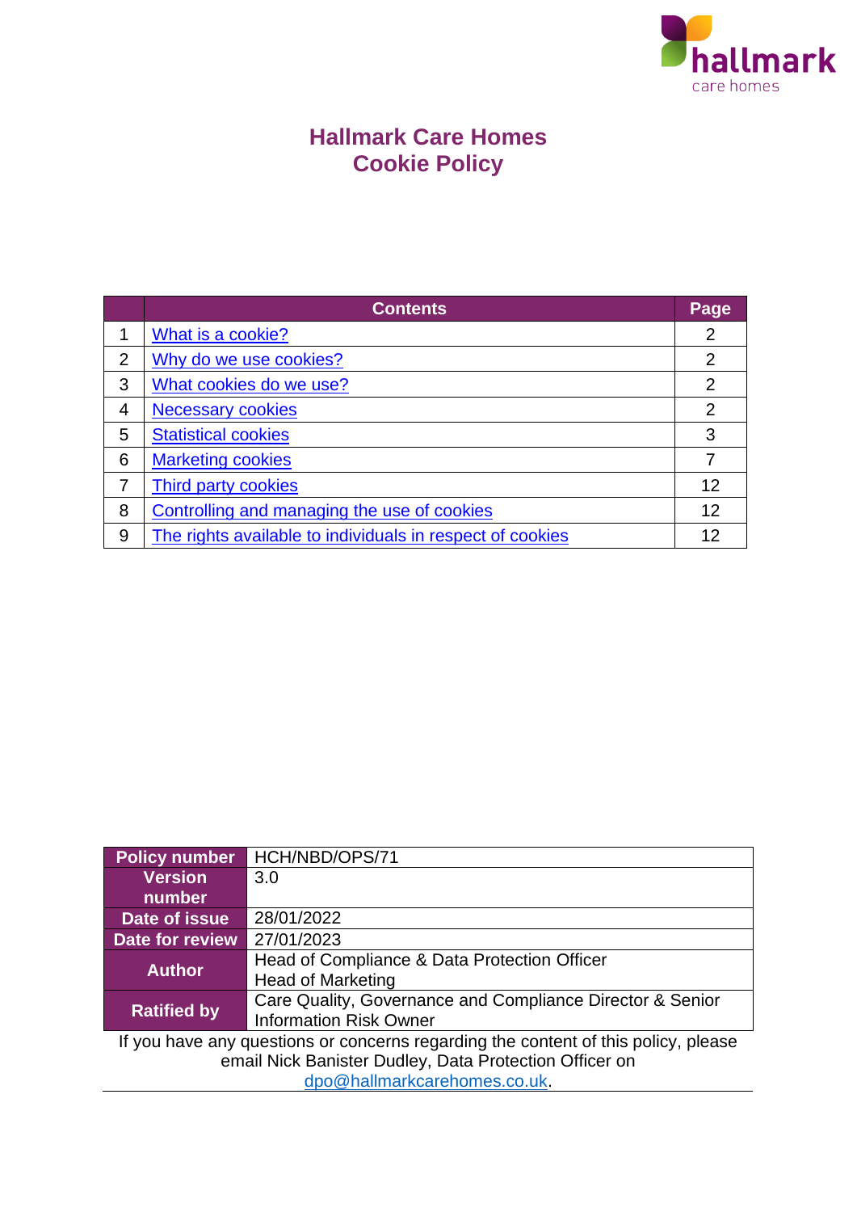# Hallmark Care Homes
# Cookie Policy

| | Contents | Page |
|---|---|---|
| 1 | What is a cookie? | 2 |
| 2 | Why do we use cookies? | 2 |
| 3 | What cookies do we use? | 2 |
| 4 | Necessary cookies | 2 |
| 5 | Statistical cookies | 3 |
| 6 | Marketing cookies | 7 |
| 7 | Third party cookies | 12 |
| 8 | Controlling and managing the use of cookies | 12 |
| 9 | The rights available to individuals in respect of cookies | 12 |

| | |
|---|---|
| **Policy number** | HCH/NBD/OPS/71 |
| **Version number** | 3.0 |
| **Date of issue** | 28/01/2022 |
| **Date for review** | 27/01/2023 |
| **Author** | Head of Compliance & Data Protection Officer<br>Head of Marketing |
| **Ratified by** | Care Quality, Governance and Compliance Director & Senior Information Risk Owner |

If you have any questions or concerns regarding the content of this policy, please email Nick Banister Dudley, Data Protection Officer on dpo@hallmarkcarehomes.co.uk.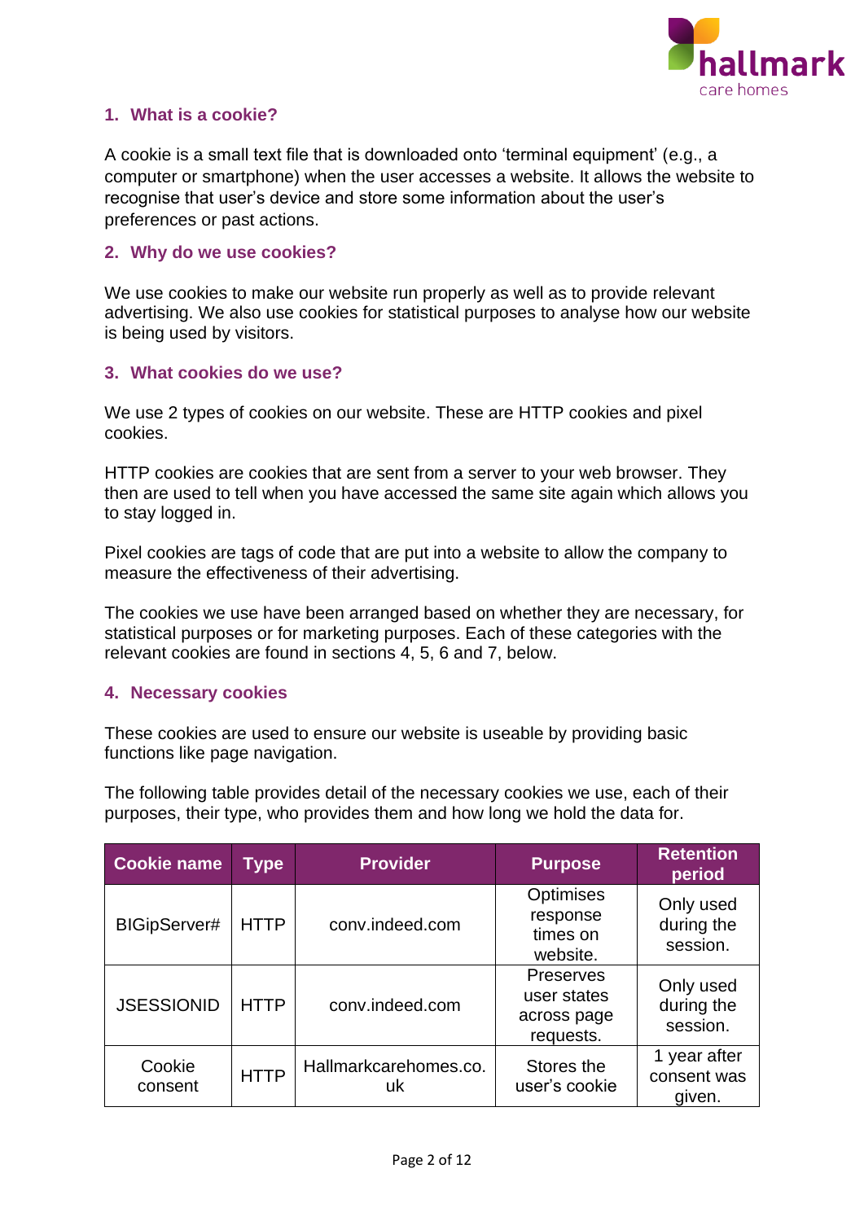## 1. What is a cookie?

A cookie is a small text file that is downloaded onto 'terminal equipment' (e.g., a computer or smartphone) when the user accesses a website. It allows the website to recognise that user's device and store some information about the user's preferences or past actions.

## 2. Why do we use cookies?

We use cookies to make our website run properly as well as to provide relevant advertising. We also use cookies for statistical purposes to analyse how our website is being used by visitors.

## 3. What cookies do we use?

We use 2 types of cookies on our website. These are HTTP cookies and pixel cookies.

HTTP cookies are cookies that are sent from a server to your web browser. They then are used to tell when you have accessed the same site again which allows you to stay logged in.

Pixel cookies are tags of code that are put into a website to allow the company to measure the effectiveness of their advertising.

The cookies we use have been arranged based on whether they are necessary, for statistical purposes or for marketing purposes. Each of these categories with the relevant cookies are found in sections 4, 5, 6 and 7, below.

## 4. Necessary cookies

These cookies are used to ensure our website is useable by providing basic functions like page navigation.

The following table provides detail of the necessary cookies we use, each of their purposes, their type, who provides them and how long we hold the data for.

| Cookie name | Type | Provider | Purpose | Retention period |
| --- | --- | --- | --- | --- |
| BIGipServer# | HTTP | conv.indeed.com | Optimises response times on website. | Only used during the session. |
| JSESSIONID | HTTP | conv.indeed.com | Preserves user states across page requests. | Only used during the session. |
| Cookie consent | HTTP | Hallmarkcarehomes.co.uk | Stores the user's cookie | 1 year after consent was given. |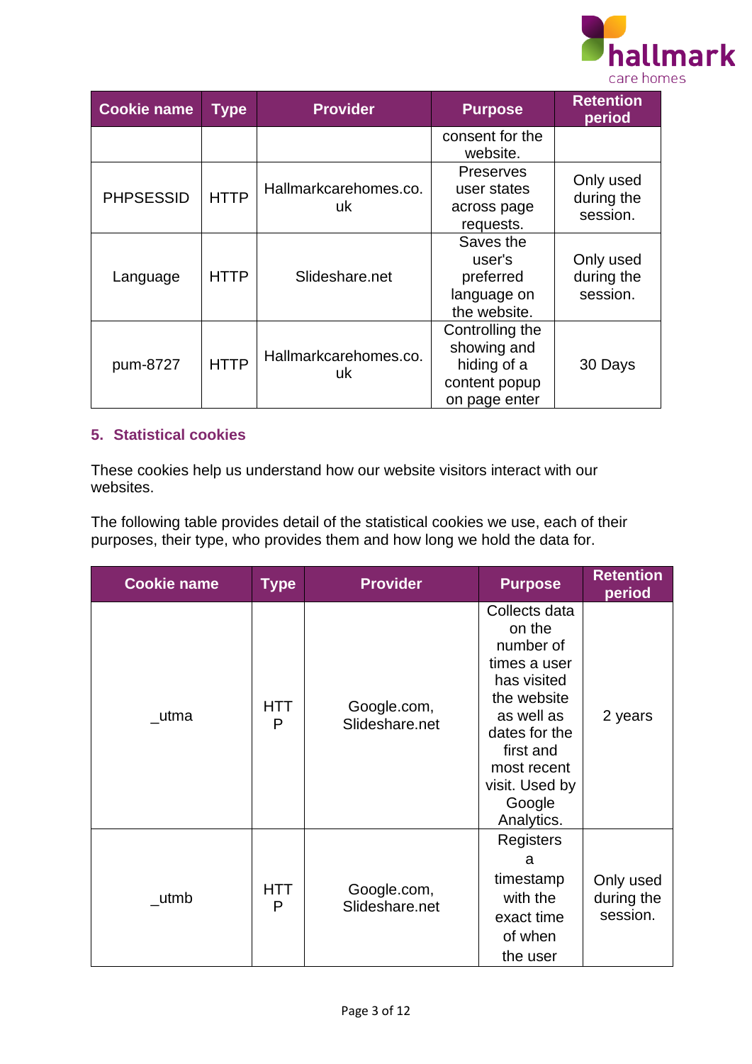| Cookie name | Type | Provider | Purpose | Retention period |
|---|---|---|---|---|
| | | | consent for the website. | |
| PHPSESSID | HTTP | Hallmarkcarehomes.co.uk | Preserves user states across page requests. | Only used during the session. |
| Language | HTTP | Slideshare.net | Saves the user's preferred language on the website. | Only used during the session. |
| pum-8727 | HTTP | Hallmarkcarehomes.co.uk | Controlling the showing and hiding of a content popup on page enter | 30 Days |

## 5. Statistical cookies

These cookies help us understand how our website visitors interact with our websites.

The following table provides detail of the statistical cookies we use, each of their purposes, their type, who provides them and how long we hold the data for.

| Cookie name | Type | Provider | Purpose | Retention period |
|---|---|---|---|---|
| _utma | HTTP | Google.com, Slideshare.net | Collects data on the number of times a user has visited the website as well as dates for the first and most recent visit. Used by Google Analytics. | 2 years |
| _utmb | HTTP | Google.com, Slideshare.net | Registers a timestamp with the exact time of when the user | Only used during the session. |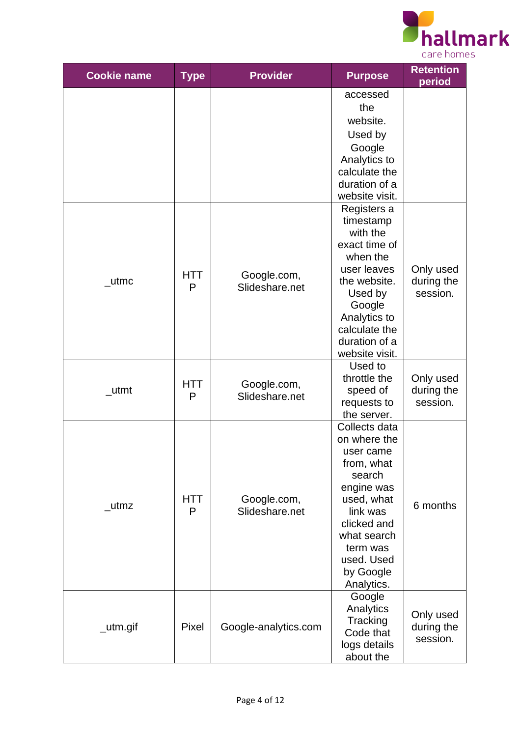| Cookie name | Type | Provider | Purpose | Retention period |
|---|---|---|---|---|
| | | | accessed the website. Used by Google Analytics to calculate the duration of a website visit. | |
| _utmc | HTTP | Google.com, Slideshare.net | Registers a timestamp with the exact time of when the user leaves the website. Used by Google Analytics to calculate the duration of a website visit. | Only used during the session. |
| _utmt | HTTP | Google.com, Slideshare.net | Used to throttle the speed of requests to the server. | Only used during the session. |
| _utmz | HTTP | Google.com, Slideshare.net | Collects data on where the user came from, what search engine was used, what link was clicked and what search term was used. Used by Google Analytics. | 6 months |
| _utm.gif | Pixel | Google-analytics.com | Google Analytics Tracking Code that logs details about the | Only used during the session. |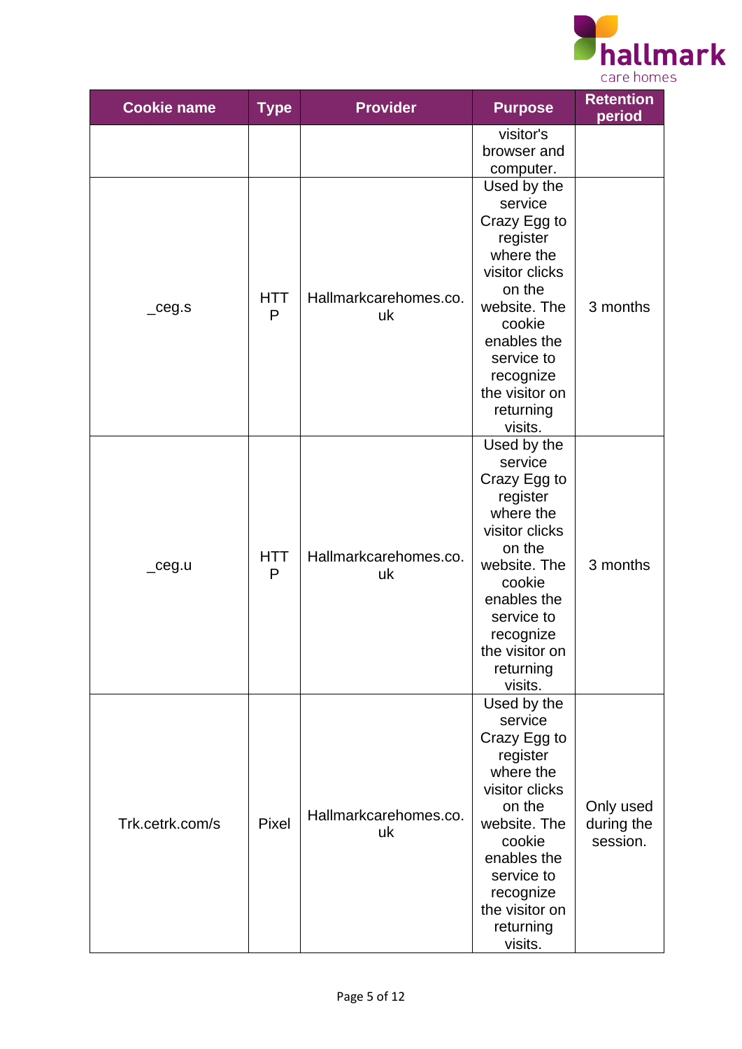| Cookie name | Type | Provider | Purpose | Retention period |
|---|---|---|---|---|
| | | | visitor's browser and computer. | |
| _ceg.s | HTTP | Hallmarkcarehomes.co.uk | Used by the service Crazy Egg to register where the visitor clicks on the website. The cookie enables the service to recognize the visitor on returning visits. | 3 months |
| _ceg.u | HTTP | Hallmarkcarehomes.co.uk | Used by the service Crazy Egg to register where the visitor clicks on the website. The cookie enables the service to recognize the visitor on returning visits. | 3 months |
| Trk.cetrk.com/s | Pixel | Hallmarkcarehomes.co.uk | Used by the service Crazy Egg to register where the visitor clicks on the website. The cookie enables the service to recognize the visitor on returning visits. | Only used during the session. |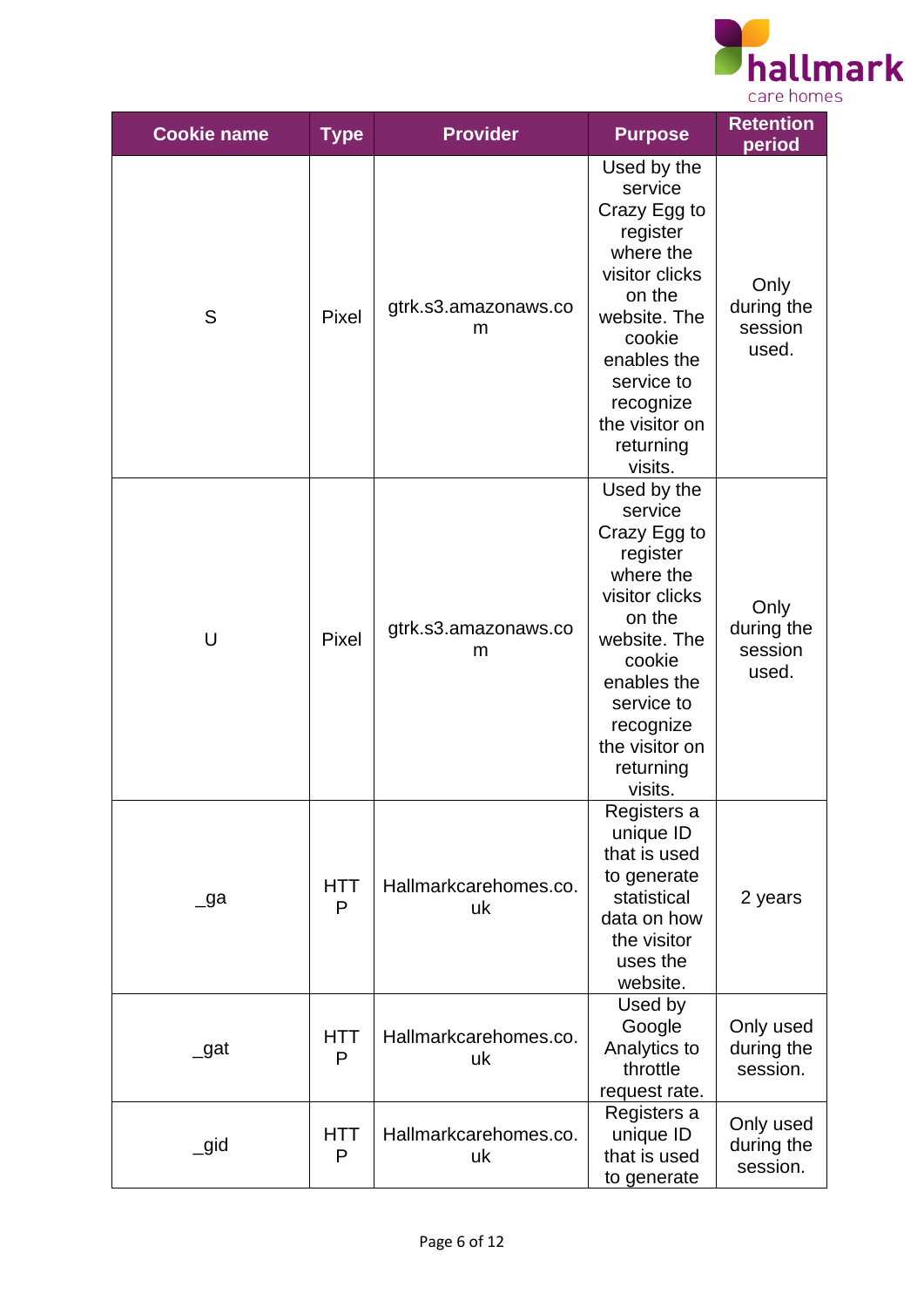| Cookie name | Type | Provider | Purpose | Retention period |
| --- | --- | --- | --- | --- |
| S | Pixel | gtrk.s3.amazonaws.com | Used by the service Crazy Egg to register where the visitor clicks on the website. The cookie enables the service to recognize the visitor on returning visits. | Only during the session used. |
| U | Pixel | gtrk.s3.amazonaws.com | Used by the service Crazy Egg to register where the visitor clicks on the website. The cookie enables the service to recognize the visitor on returning visits. | Only during the session used. |
| _ga | HTTP | Hallmarkcarehomes.co.uk | Registers a unique ID that is used to generate statistical data on how the visitor uses the website. | 2 years |
| _gat | HTTP | Hallmarkcarehomes.co.uk | Used by Google Analytics to throttle request rate. | Only used during the session. |
| _gid | HTTP | Hallmarkcarehomes.co.uk | Registers a unique ID that is used to generate | Only used during the session. |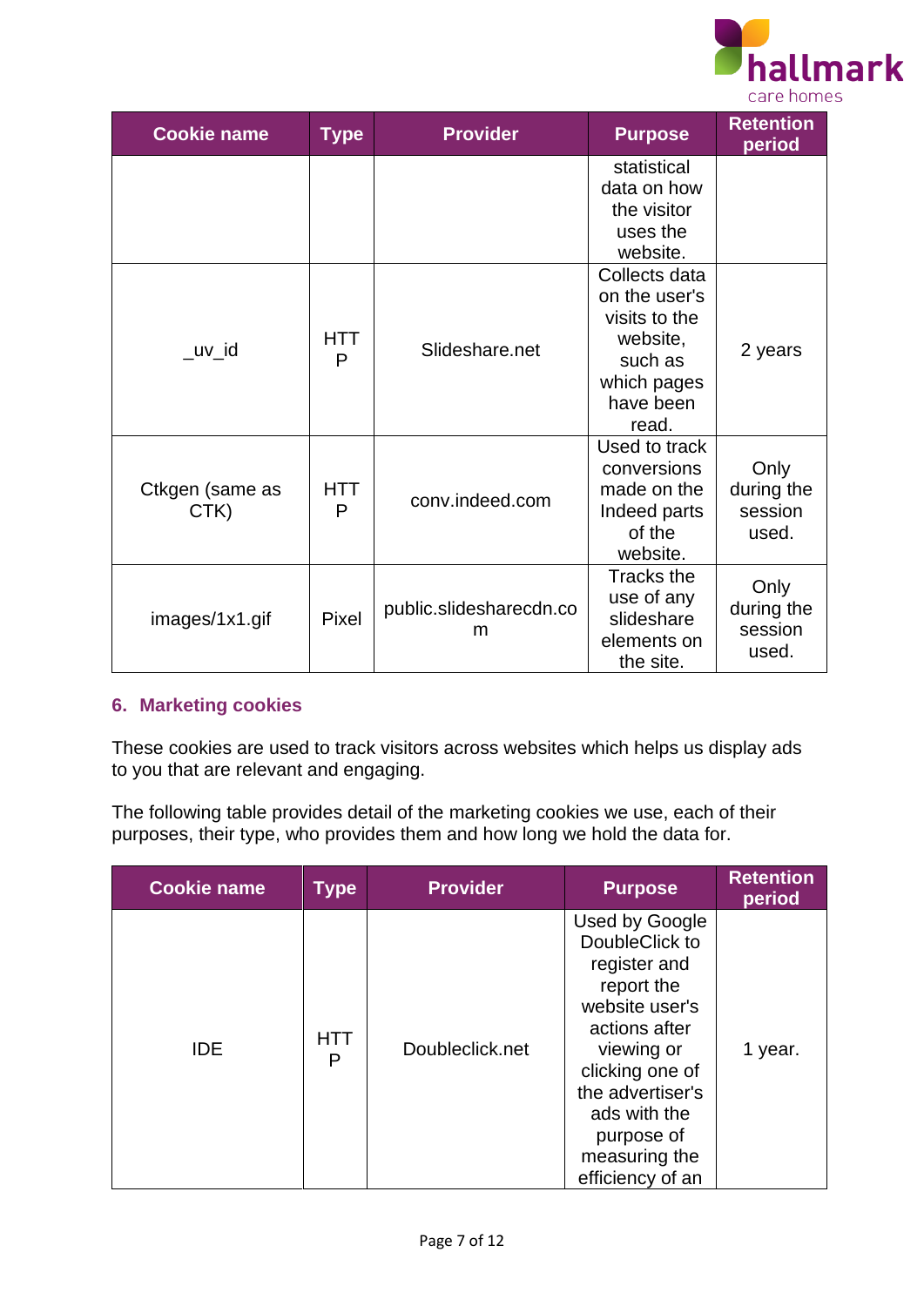| Cookie name | Type | Provider | Purpose | Retention period |
|---|---|---|---|---|
| | | | statistical data on how the visitor uses the website. | |
| _uv_id | HTTP | Slideshare.net | Collects data on the user's visits to the website, such as which pages have been read. | 2 years |
| Ctkgen (same as CTK) | HTTP | conv.indeed.com | Used to track conversions made on the Indeed parts of the website. | Only during the session used. |
| images/1x1.gif | Pixel | public.slidesharecdn.com | Tracks the use of any slideshare elements on the site. | Only during the session used. |

## 6. Marketing cookies

These cookies are used to track visitors across websites which helps us display ads to you that are relevant and engaging.

The following table provides detail of the marketing cookies we use, each of their purposes, their type, who provides them and how long we hold the data for.

| Cookie name | Type | Provider | Purpose | Retention period |
|---|---|---|---|---|
| IDE | HTTP | Doubleclick.net | Used by Google DoubleClick to register and report the website user's actions after viewing or clicking one of the advertiser's ads with the purpose of measuring the efficiency of an | 1 year. |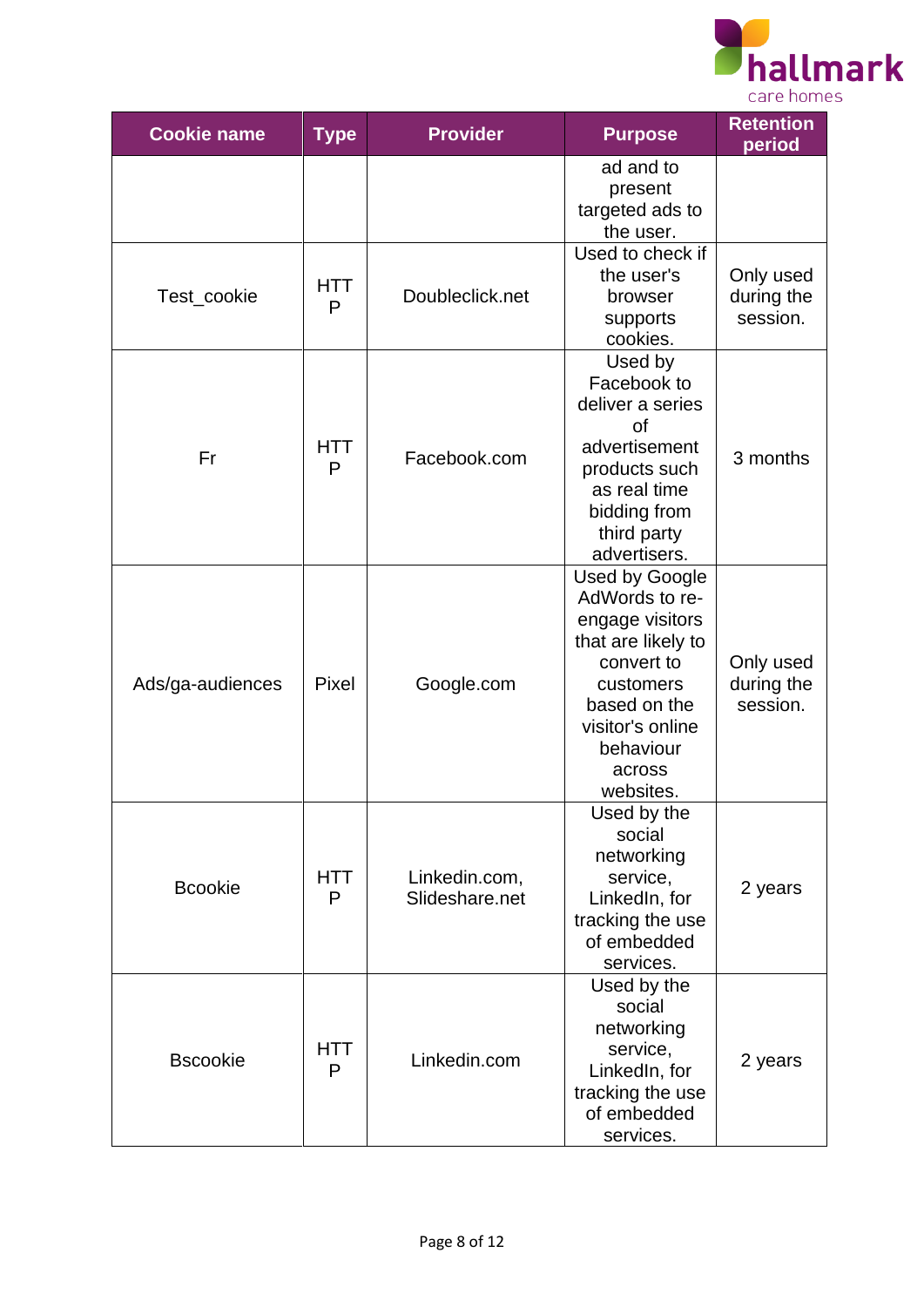| Cookie name | Type | Provider | Purpose | Retention period |
|---|---|---|---|---|
| | | | ad and to present targeted ads to the user. | |
| Test_cookie | HTTP | Doubleclick.net | Used to check if the user's browser supports cookies. | Only used during the session. |
| Fr | HTTP | Facebook.com | Used by Facebook to deliver a series of advertisement products such as real time bidding from third party advertisers. | 3 months |
| Ads/ga-audiences | Pixel | Google.com | Used by Google AdWords to re-engage visitors that are likely to convert to customers based on the visitor's online behaviour across websites. | Only used during the session. |
| Bcookie | HTTP | Linkedin.com, Slideshare.net | Used by the social networking service, LinkedIn, for tracking the use of embedded services. | 2 years |
| Bscookie | HTTP | Linkedin.com | Used by the social networking service, LinkedIn, for tracking the use of embedded services. | 2 years |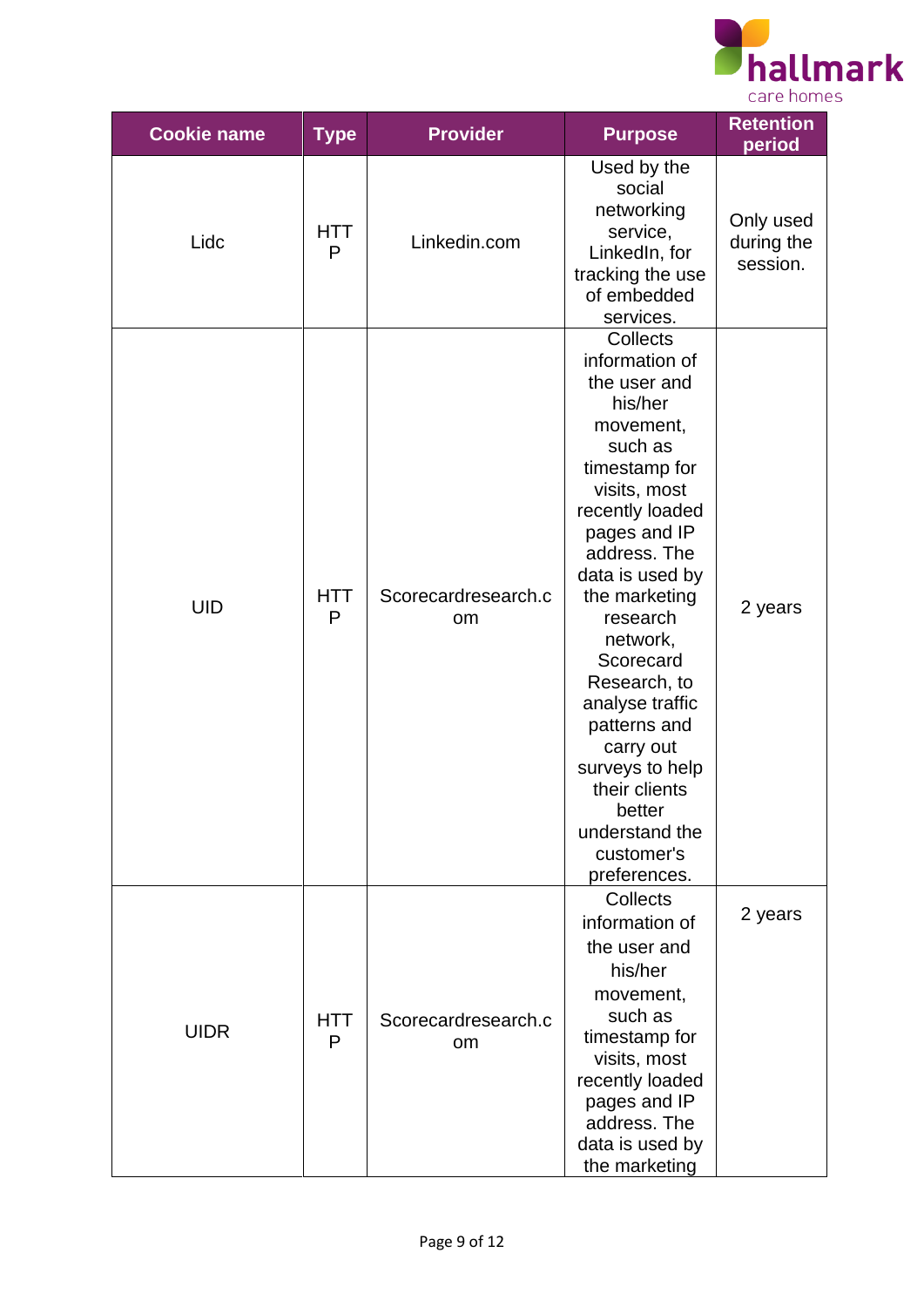| Cookie name | Type | Provider | Purpose | Retention period |
|---|---|---|---|---|
| Lidc | HTTP | Linkedin.com | Used by the social networking service, LinkedIn, for tracking the use of embedded services. | Only used during the session. |
| UID | HTTP | Scorecardresearch.com | Collects information of the user and his/her movement, such as timestamp for visits, most recently loaded pages and IP address. The data is used by the marketing research network, Scorecard Research, to analyse traffic patterns and carry out surveys to help their clients better understand the customer's preferences. | 2 years |
| UIDR | HTTP | Scorecardresearch.com | Collects information of the user and his/her movement, such as timestamp for visits, most recently loaded pages and IP address. The data is used by the marketing | 2 years |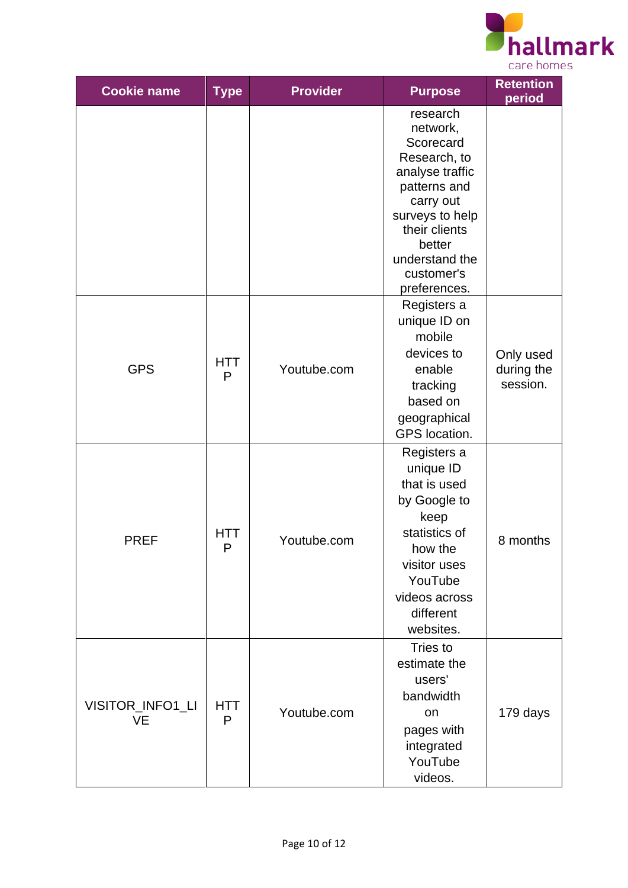| Cookie name | Type | Provider | Purpose | Retention period |
|---|---|---|---|---|
| | | | research network, Scorecard Research, to analyse traffic patterns and carry out surveys to help their clients better understand the customer's preferences. | |
| GPS | HTTP | Youtube.com | Registers a unique ID on mobile devices to enable tracking based on geographical GPS location. | Only used during the session. |
| PREF | HTTP | Youtube.com | Registers a unique ID that is used by Google to keep statistics of how the visitor uses YouTube videos across different websites. | 8 months |
| VISITOR_INFO1_LIVE | HTTP | Youtube.com | Tries to estimate the users' bandwidth on pages with integrated YouTube videos. | 179 days |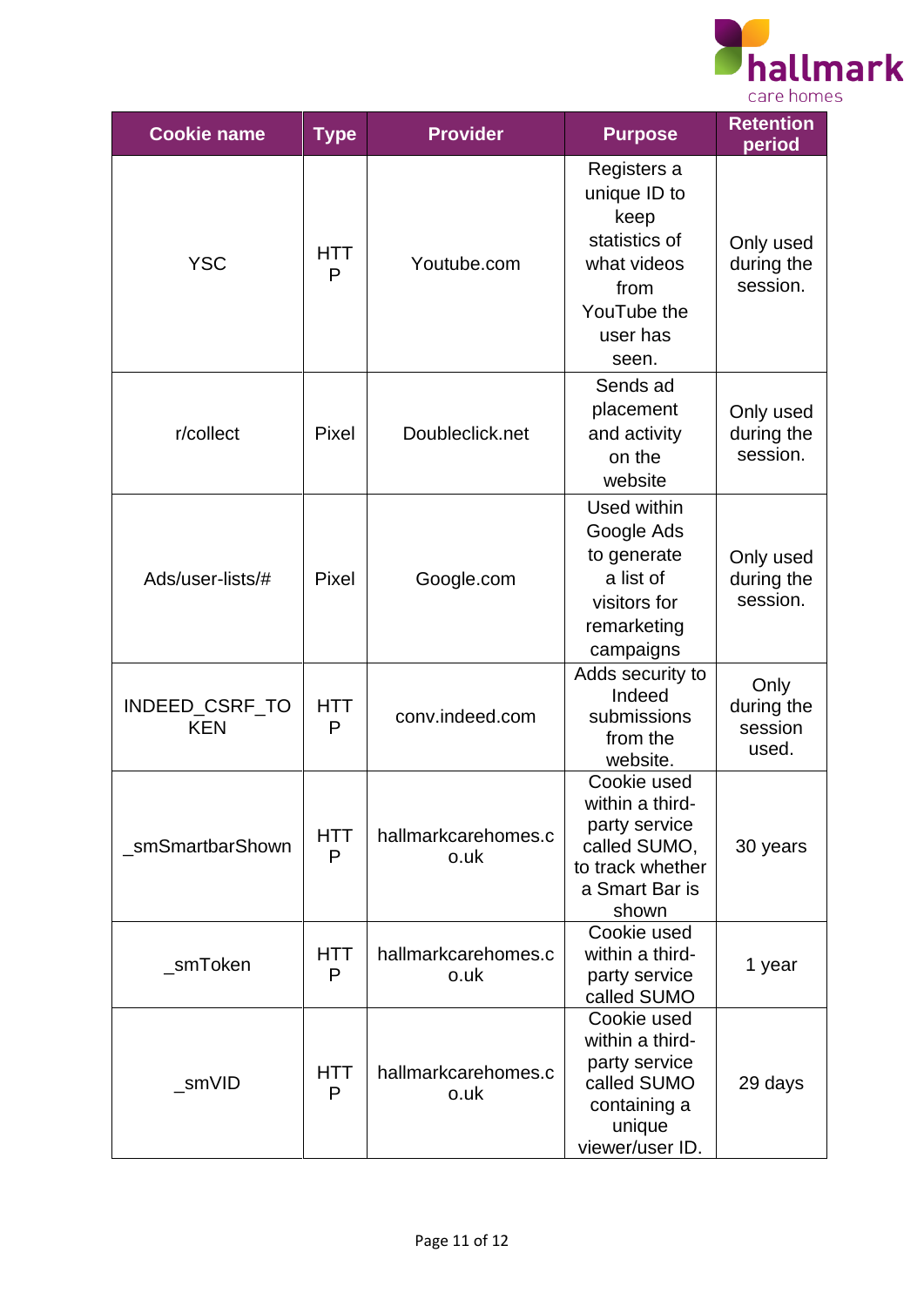| Cookie name | Type | Provider | Purpose | Retention period |
|---|---|---|---|---|
| YSC | HTTP | Youtube.com | Registers a unique ID to keep statistics of what videos from YouTube the user has seen. | Only used during the session. |
| r/collect | Pixel | Doubleclick.net | Sends ad placement and activity on the website | Only used during the session. |
| Ads/user-lists/# | Pixel | Google.com | Used within Google Ads to generate a list of visitors for remarketing campaigns | Only used during the session. |
| INDEED_CSRF_TOKEN | HTTP | conv.indeed.com | Adds security to Indeed submissions from the website. | Only during the session used. |
| _smSmartbarShown | HTTP | hallmarkcarehomes.co.uk | Cookie used within a third-party service called SUMO, to track whether a Smart Bar is shown | 30 years |
| _smToken | HTTP | hallmarkcarehomes.co.uk | Cookie used within a third-party service called SUMO | 1 year |
| _smVID | HTTP | hallmarkcarehomes.co.uk | Cookie used within a third-party service called SUMO containing a unique viewer/user ID. | 29 days |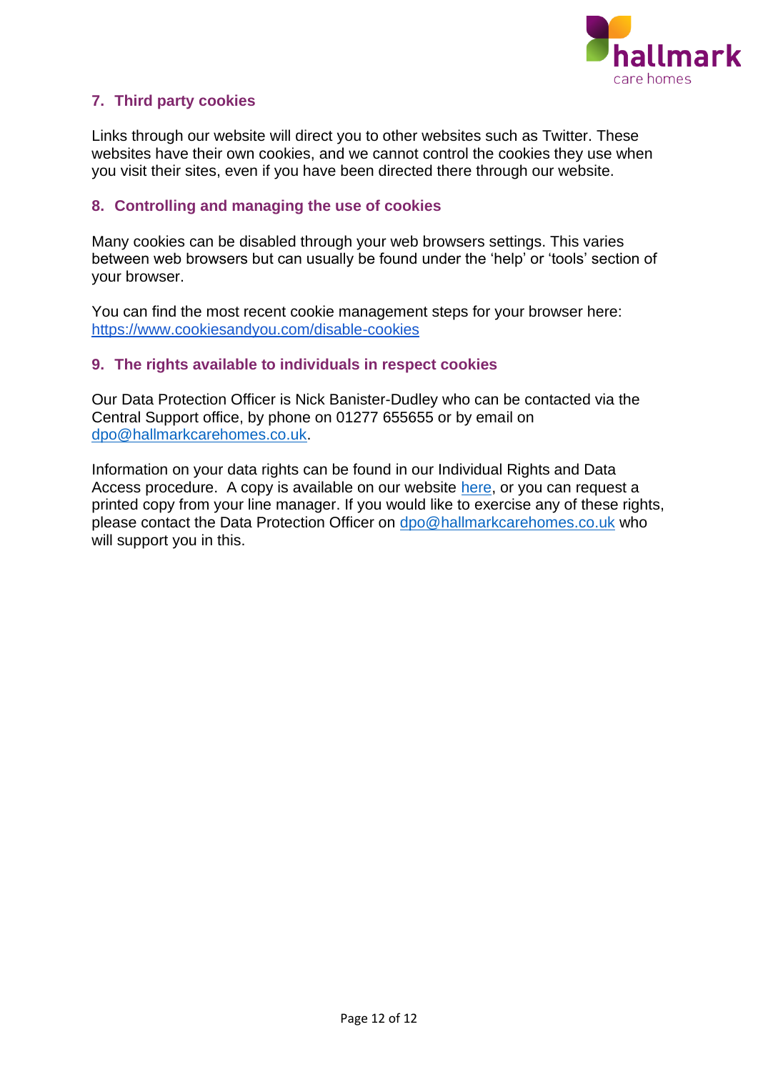## 7. Third party cookies

Links through our website will direct you to other websites such as Twitter. These websites have their own cookies, and we cannot control the cookies they use when you visit their sites, even if you have been directed there through our website.

## 8. Controlling and managing the use of cookies

Many cookies can be disabled through your web browsers settings. This varies between web browsers but can usually be found under the 'help' or 'tools' section of your browser.

You can find the most recent cookie management steps for your browser here: https://www.cookiesandyou.com/disable-cookies

## 9. The rights available to individuals in respect cookies

Our Data Protection Officer is Nick Banister-Dudley who can be contacted via the Central Support office, by phone on 01277 655655 or by email on dpo@hallmarkcarehomes.co.uk.

Information on your data rights can be found in our Individual Rights and Data Access procedure. A copy is available on our website here, or you can request a printed copy from your line manager. If you would like to exercise any of these rights, please contact the Data Protection Officer on dpo@hallmarkcarehomes.co.uk who will support you in this.